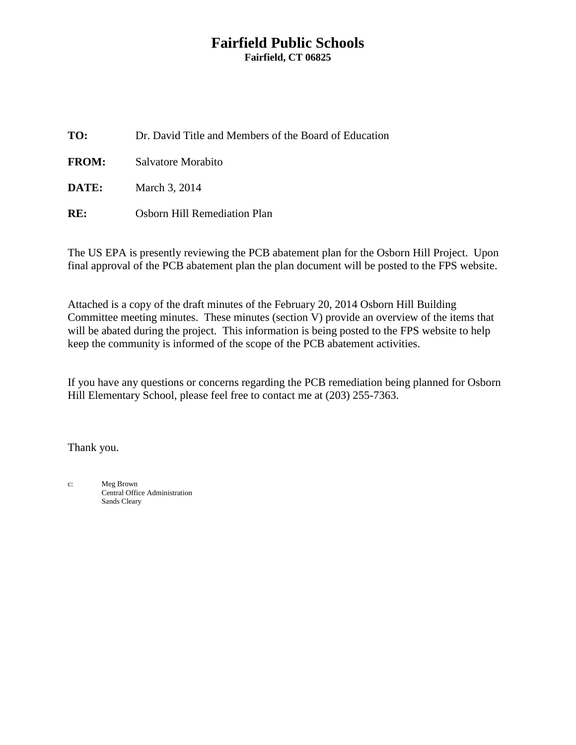# Fairfield Public Schools

**Fairfield, CT 06825**

**TO:** Dr. David Title and Members of the Board of Education

**FROM:** Salvatore Morabito

**DATE:** March 3, 2014

**RE:** Osborn Hill Remediation Plan

The US EPA is presently reviewing the PCB abatement plan for the Osborn Hill Project. Upon final approval of the PCB abatement plan the plan document will be posted to the FPS website.

Attached is a copy of the draft minutes of the February 20, 2014 Osborn Hill Building Committee meeting minutes. These minutes (section V) provide an overview of the items that will be abated during the project. This information is being posted to the FPS website to help keep the community is informed of the scope of the PCB abatement activities.

If you have any questions or concerns regarding the PCB remediation being planned for Osborn Hill Elementary School, please feel free to contact me at (203) 255-7363.

Thank you.

c: Meg Brown
Central Office Administration
Sands Cleary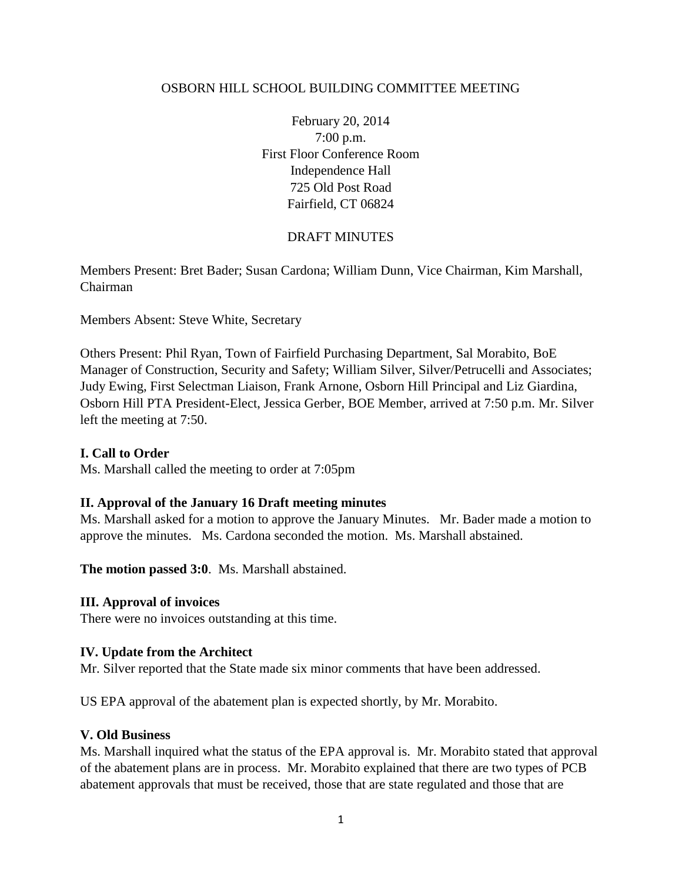OSBORN HILL SCHOOL BUILDING COMMITTEE MEETING

February 20, 2014
7:00 p.m.
First Floor Conference Room
Independence Hall
725 Old Post Road
Fairfield, CT 06824

DRAFT MINUTES

Members Present: Bret Bader; Susan Cardona; William Dunn, Vice Chairman, Kim Marshall, Chairman

Members Absent: Steve White, Secretary

Others Present: Phil Ryan, Town of Fairfield Purchasing Department, Sal Morabito, BoE Manager of Construction, Security and Safety; William Silver, Silver/Petrucelli and Associates; Judy Ewing, First Selectman Liaison, Frank Arnone, Osborn Hill Principal and Liz Giardina, Osborn Hill PTA President-Elect, Jessica Gerber, BOE Member, arrived at 7:50 p.m. Mr. Silver left the meeting at 7:50.

**I. Call to Order**
Ms. Marshall called the meeting to order at 7:05pm

**II. Approval of the January 16 Draft meeting minutes**
Ms. Marshall asked for a motion to approve the January Minutes. Mr. Bader made a motion to approve the minutes. Ms. Cardona seconded the motion. Ms. Marshall abstained.

**The motion passed 3:0**. Ms. Marshall abstained.

**III. Approval of invoices**
There were no invoices outstanding at this time.

**IV. Update from the Architect**
Mr. Silver reported that the State made six minor comments that have been addressed.

US EPA approval of the abatement plan is expected shortly, by Mr. Morabito.

**V. Old Business**
Ms. Marshall inquired what the status of the EPA approval is. Mr. Morabito stated that approval of the abatement plans are in process. Mr. Morabito explained that there are two types of PCB abatement approvals that must be received, those that are state regulated and those that are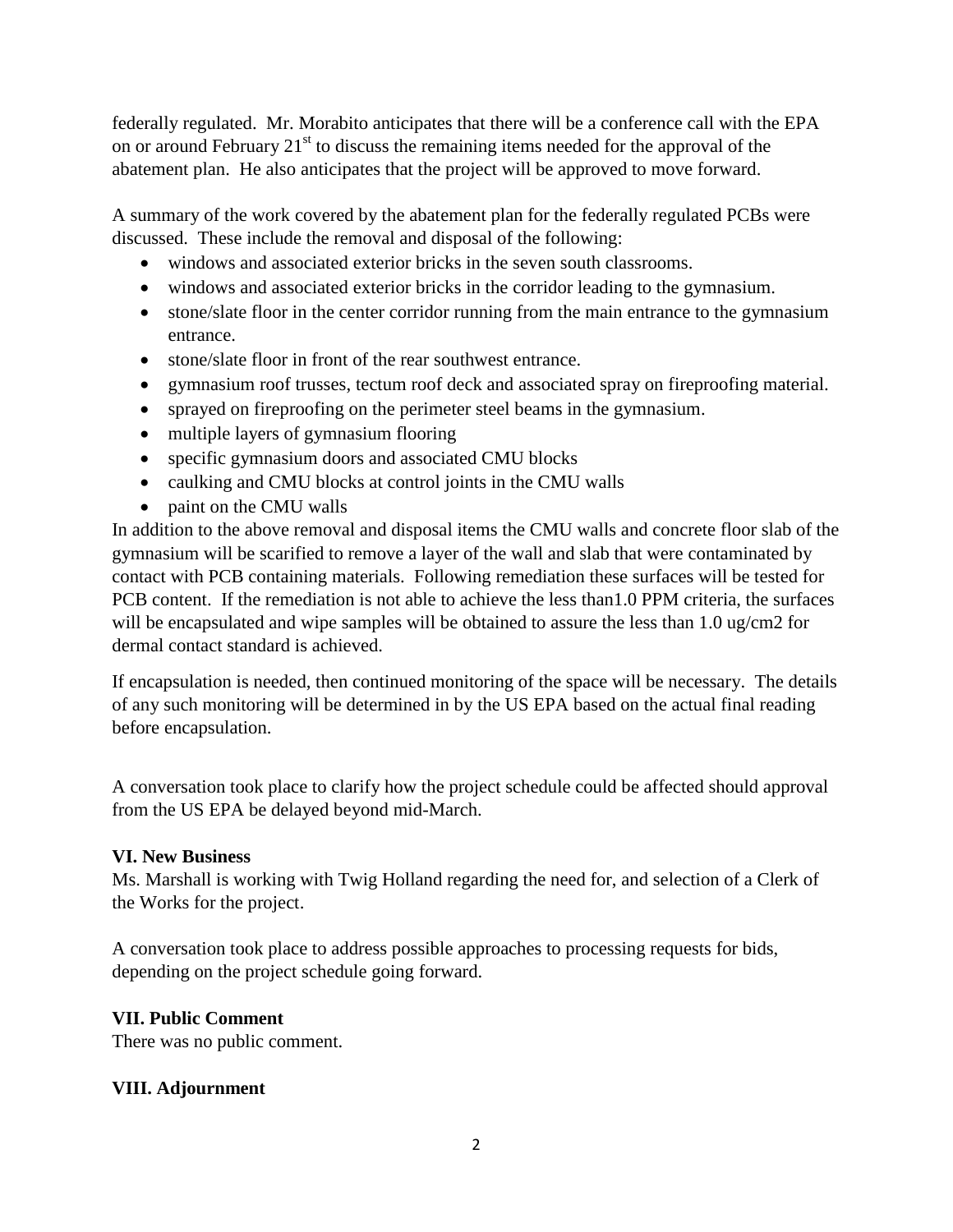federally regulated. Mr. Morabito anticipates that there will be a conference call with the EPA on or around February 21st to discuss the remaining items needed for the approval of the abatement plan. He also anticipates that the project will be approved to move forward.

A summary of the work covered by the abatement plan for the federally regulated PCBs were discussed. These include the removal and disposal of the following:

- windows and associated exterior bricks in the seven south classrooms.
- windows and associated exterior bricks in the corridor leading to the gymnasium.
- stone/slate floor in the center corridor running from the main entrance to the gymnasium entrance.
- stone/slate floor in front of the rear southwest entrance.
- gymnasium roof trusses, tectum roof deck and associated spray on fireproofing material.
- sprayed on fireproofing on the perimeter steel beams in the gymnasium.
- multiple layers of gymnasium flooring
- specific gymnasium doors and associated CMU blocks
- caulking and CMU blocks at control joints in the CMU walls
- paint on the CMU walls

In addition to the above removal and disposal items the CMU walls and concrete floor slab of the gymnasium will be scarified to remove a layer of the wall and slab that were contaminated by contact with PCB containing materials. Following remediation these surfaces will be tested for PCB content. If the remediation is not able to achieve the less than1.0 PPM criteria, the surfaces will be encapsulated and wipe samples will be obtained to assure the less than 1.0 ug/cm2 for dermal contact standard is achieved.

If encapsulation is needed, then continued monitoring of the space will be necessary. The details of any such monitoring will be determined in by the US EPA based on the actual final reading before encapsulation.

A conversation took place to clarify how the project schedule could be affected should approval from the US EPA be delayed beyond mid-March.

**VI. New Business**

Ms. Marshall is working with Twig Holland regarding the need for, and selection of a Clerk of the Works for the project.

A conversation took place to address possible approaches to processing requests for bids, depending on the project schedule going forward.

**VII. Public Comment**

There was no public comment.

**VIII. Adjournment**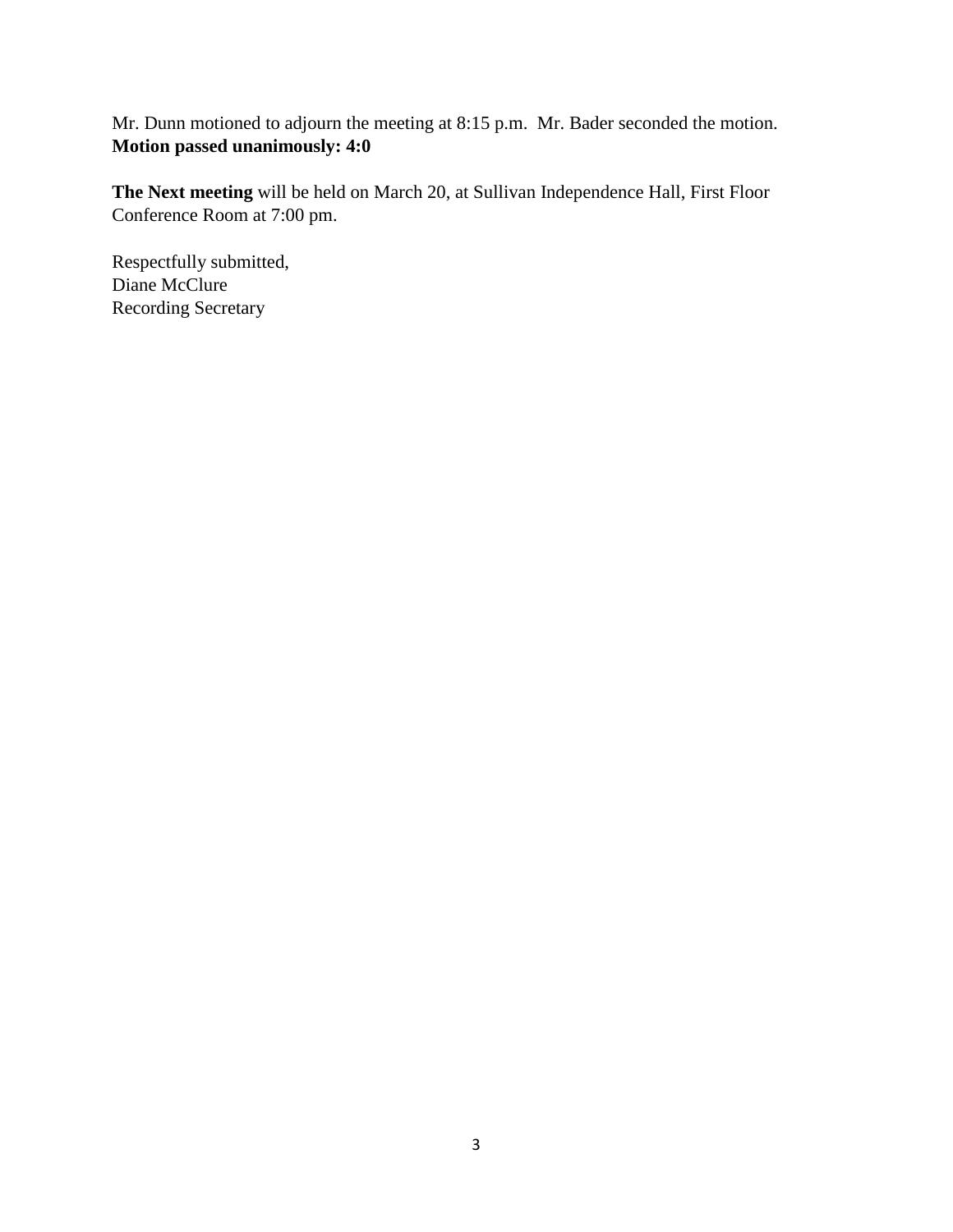Mr. Dunn motioned to adjourn the meeting at 8:15 p.m. Mr. Bader seconded the motion.
**Motion passed unanimously: 4:0**

**The Next meeting** will be held on March 20, at Sullivan Independence Hall, First Floor Conference Room at 7:00 pm.

Respectfully submitted,
Diane McClure
Recording Secretary